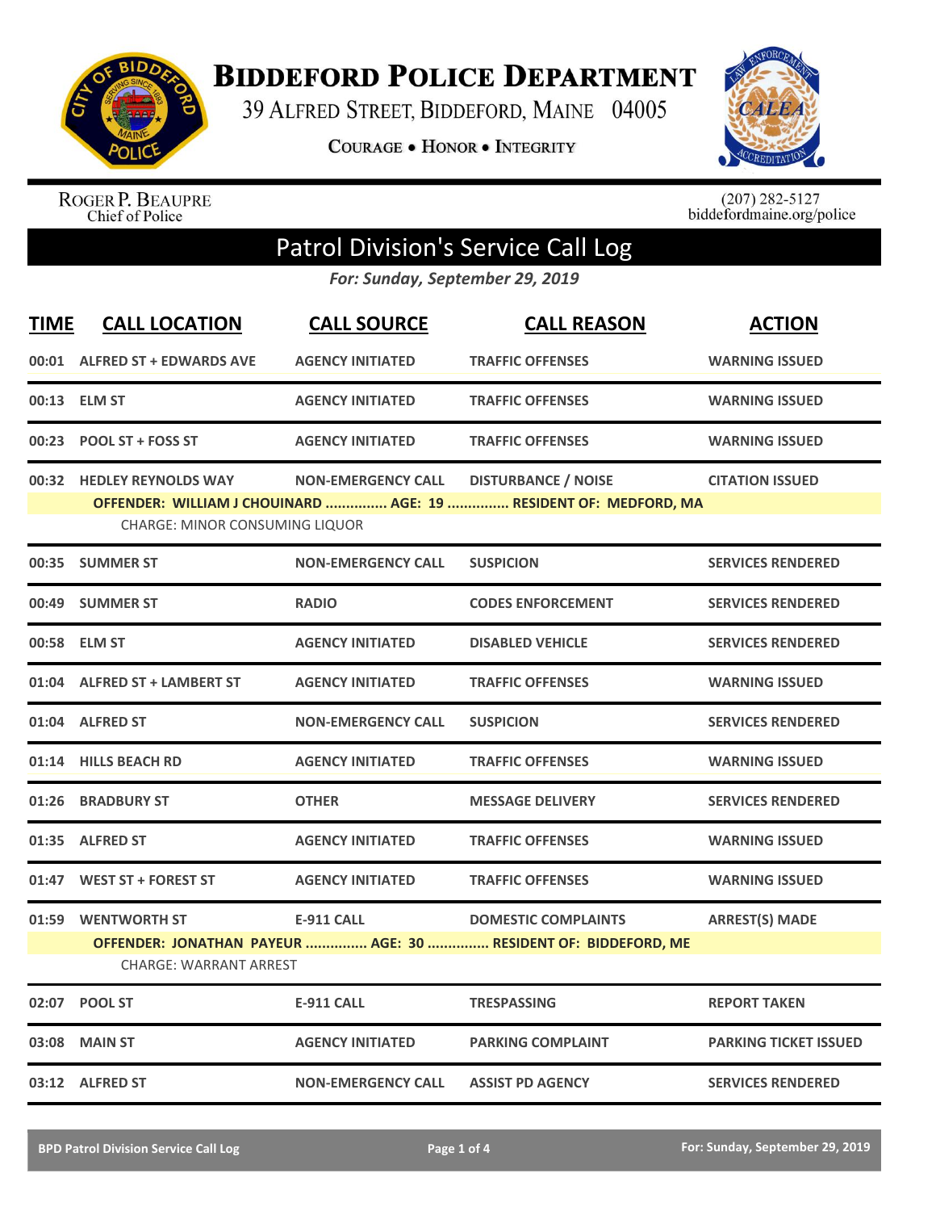# BIDDEFORD POLICE DEPARTMENT

39 ALFRED STREET, BIDDEFORD, MAINE 04005

COURAGE • HONOR • INTEGRITY

ROGER P. BEAUPRE
Chief of Police

(207) 282-5127
biddefordmaine.org/police

## Patrol Division's Service Call Log

*For: Sunday, September 29, 2019*

| TIME | CALL LOCATION | CALL SOURCE | CALL REASON | ACTION |
|---|---|---|---|---|
| 00:01 | ALFRED ST + EDWARDS AVE | AGENCY INITIATED | TRAFFIC OFFENSES | WARNING ISSUED |
| 00:13 | ELM ST | AGENCY INITIATED | TRAFFIC OFFENSES | WARNING ISSUED |
| 00:23 | POOL ST + FOSS ST | AGENCY INITIATED | TRAFFIC OFFENSES | WARNING ISSUED |
| 00:32 | HEDLEY REYNOLDS WAY | NON-EMERGENCY CALL | DISTURBANCE / NOISE | CITATION ISSUED |
| | OFFENDER: WILLIAM J CHOUINARD ............... AGE: 19 ............... RESIDENT OF: MEDFORD, MA | | | |
| | CHARGE: MINOR CONSUMING LIQUOR | | | |
| 00:35 | SUMMER ST | NON-EMERGENCY CALL | SUSPICION | SERVICES RENDERED |
| 00:49 | SUMMER ST | RADIO | CODES ENFORCEMENT | SERVICES RENDERED |
| 00:58 | ELM ST | AGENCY INITIATED | DISABLED VEHICLE | SERVICES RENDERED |
| 01:04 | ALFRED ST + LAMBERT ST | AGENCY INITIATED | TRAFFIC OFFENSES | WARNING ISSUED |
| 01:04 | ALFRED ST | NON-EMERGENCY CALL | SUSPICION | SERVICES RENDERED |
| 01:14 | HILLS BEACH RD | AGENCY INITIATED | TRAFFIC OFFENSES | WARNING ISSUED |
| 01:26 | BRADBURY ST | OTHER | MESSAGE DELIVERY | SERVICES RENDERED |
| 01:35 | ALFRED ST | AGENCY INITIATED | TRAFFIC OFFENSES | WARNING ISSUED |
| 01:47 | WEST ST + FOREST ST | AGENCY INITIATED | TRAFFIC OFFENSES | WARNING ISSUED |
| 01:59 | WENTWORTH ST | E-911 CALL | DOMESTIC COMPLAINTS | ARREST(S) MADE |
| | OFFENDER: JONATHAN PAYEUR ............... AGE: 30 ............... RESIDENT OF: BIDDEFORD, ME | | | |
| | CHARGE: WARRANT ARREST | | | |
| 02:07 | POOL ST | E-911 CALL | TRESPASSING | REPORT TAKEN |
| 03:08 | MAIN ST | AGENCY INITIATED | PARKING COMPLAINT | PARKING TICKET ISSUED |
| 03:12 | ALFRED ST | NON-EMERGENCY CALL | ASSIST PD AGENCY | SERVICES RENDERED |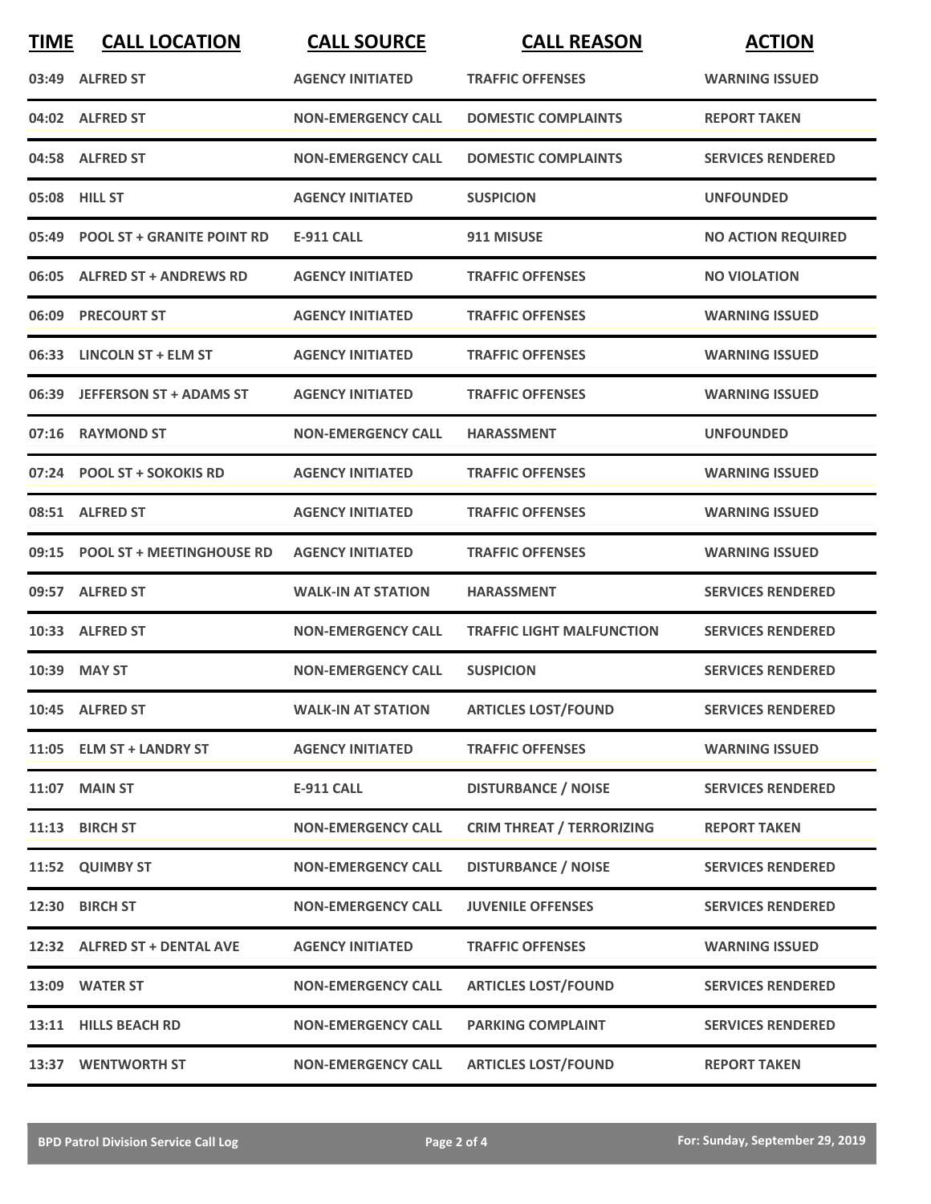| TIME | CALL LOCATION | CALL SOURCE | CALL REASON | ACTION |
|---|---|---|---|---|
| 03:49 | ALFRED ST | AGENCY INITIATED | TRAFFIC OFFENSES | WARNING ISSUED |
| 04:02 | ALFRED ST | NON-EMERGENCY CALL | DOMESTIC COMPLAINTS | REPORT TAKEN |
| 04:58 | ALFRED ST | NON-EMERGENCY CALL | DOMESTIC COMPLAINTS | SERVICES RENDERED |
| 05:08 | HILL ST | AGENCY INITIATED | SUSPICION | UNFOUNDED |
| 05:49 | POOL ST + GRANITE POINT RD | E-911 CALL | 911 MISUSE | NO ACTION REQUIRED |
| 06:05 | ALFRED ST + ANDREWS RD | AGENCY INITIATED | TRAFFIC OFFENSES | NO VIOLATION |
| 06:09 | PRECOURT ST | AGENCY INITIATED | TRAFFIC OFFENSES | WARNING ISSUED |
| 06:33 | LINCOLN ST + ELM ST | AGENCY INITIATED | TRAFFIC OFFENSES | WARNING ISSUED |
| 06:39 | JEFFERSON ST + ADAMS ST | AGENCY INITIATED | TRAFFIC OFFENSES | WARNING ISSUED |
| 07:16 | RAYMOND ST | NON-EMERGENCY CALL | HARASSMENT | UNFOUNDED |
| 07:24 | POOL ST + SOKOKIS RD | AGENCY INITIATED | TRAFFIC OFFENSES | WARNING ISSUED |
| 08:51 | ALFRED ST | AGENCY INITIATED | TRAFFIC OFFENSES | WARNING ISSUED |
| 09:15 | POOL ST + MEETINGHOUSE RD | AGENCY INITIATED | TRAFFIC OFFENSES | WARNING ISSUED |
| 09:57 | ALFRED ST | WALK-IN AT STATION | HARASSMENT | SERVICES RENDERED |
| 10:33 | ALFRED ST | NON-EMERGENCY CALL | TRAFFIC LIGHT MALFUNCTION | SERVICES RENDERED |
| 10:39 | MAY ST | NON-EMERGENCY CALL | SUSPICION | SERVICES RENDERED |
| 10:45 | ALFRED ST | WALK-IN AT STATION | ARTICLES LOST/FOUND | SERVICES RENDERED |
| 11:05 | ELM ST + LANDRY ST | AGENCY INITIATED | TRAFFIC OFFENSES | WARNING ISSUED |
| 11:07 | MAIN ST | E-911 CALL | DISTURBANCE / NOISE | SERVICES RENDERED |
| 11:13 | BIRCH ST | NON-EMERGENCY CALL | CRIM THREAT / TERRORIZING | REPORT TAKEN |
| 11:52 | QUIMBY ST | NON-EMERGENCY CALL | DISTURBANCE / NOISE | SERVICES RENDERED |
| 12:30 | BIRCH ST | NON-EMERGENCY CALL | JUVENILE OFFENSES | SERVICES RENDERED |
| 12:32 | ALFRED ST + DENTAL AVE | AGENCY INITIATED | TRAFFIC OFFENSES | WARNING ISSUED |
| 13:09 | WATER ST | NON-EMERGENCY CALL | ARTICLES LOST/FOUND | SERVICES RENDERED |
| 13:11 | HILLS BEACH RD | NON-EMERGENCY CALL | PARKING COMPLAINT | SERVICES RENDERED |
| 13:37 | WENTWORTH ST | NON-EMERGENCY CALL | ARTICLES LOST/FOUND | REPORT TAKEN |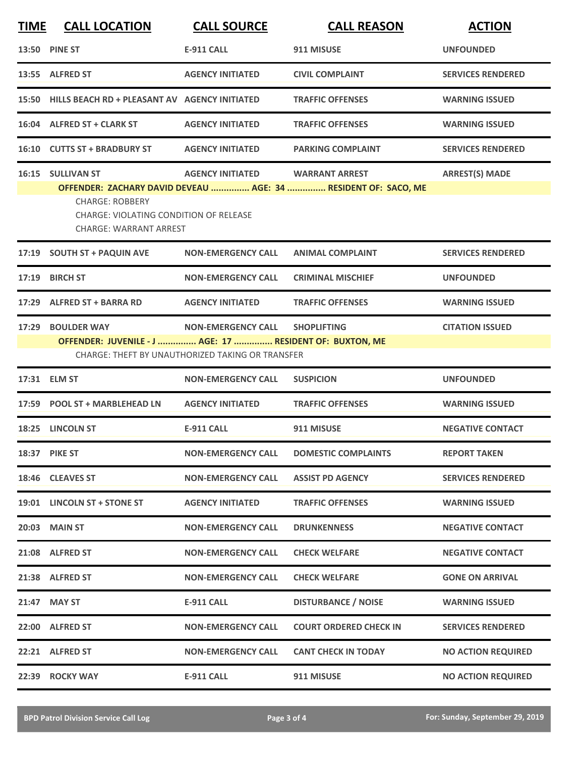| TIME | CALL LOCATION | CALL SOURCE | CALL REASON | ACTION |
|---|---|---|---|---|
| 13:50 | PINE ST | E-911 CALL | 911 MISUSE | UNFOUNDED |
| 13:55 | ALFRED ST | AGENCY INITIATED | CIVIL COMPLAINT | SERVICES RENDERED |
| 15:50 | HILLS BEACH RD + PLEASANT AV | AGENCY INITIATED | TRAFFIC OFFENSES | WARNING ISSUED |
| 16:04 | ALFRED ST + CLARK ST | AGENCY INITIATED | TRAFFIC OFFENSES | WARNING ISSUED |
| 16:10 | CUTTS ST + BRADBURY ST | AGENCY INITIATED | PARKING COMPLAINT | SERVICES RENDERED |
| 16:15 | SULLIVAN ST | AGENCY INITIATED | WARRANT ARREST | ARREST(S) MADE |

**OFFENDER: ZACHARY DAVID DEVEAU ............... AGE: 34 ............... RESIDENT OF: SACO, ME**

CHARGE: ROBBERY
CHARGE: VIOLATING CONDITION OF RELEASE
CHARGE: WARRANT ARREST

| TIME | CALL LOCATION | CALL SOURCE | CALL REASON | ACTION |
|---|---|---|---|---|
| 17:19 | SOUTH ST + PAQUIN AVE | NON-EMERGENCY CALL | ANIMAL COMPLAINT | SERVICES RENDERED |
| 17:19 | BIRCH ST | NON-EMERGENCY CALL | CRIMINAL MISCHIEF | UNFOUNDED |
| 17:29 | ALFRED ST + BARRA RD | AGENCY INITIATED | TRAFFIC OFFENSES | WARNING ISSUED |
| 17:29 | BOULDER WAY | NON-EMERGENCY CALL | SHOPLIFTING | CITATION ISSUED |

**OFFENDER: JUVENILE - J ............... AGE: 17 ............... RESIDENT OF: BUXTON, ME**

CHARGE: THEFT BY UNAUTHORIZED TAKING OR TRANSFER

| TIME | CALL LOCATION | CALL SOURCE | CALL REASON | ACTION |
|---|---|---|---|---|
| 17:31 | ELM ST | NON-EMERGENCY CALL | SUSPICION | UNFOUNDED |
| 17:59 | POOL ST + MARBLEHEAD LN | AGENCY INITIATED | TRAFFIC OFFENSES | WARNING ISSUED |
| 18:25 | LINCOLN ST | E-911 CALL | 911 MISUSE | NEGATIVE CONTACT |
| 18:37 | PIKE ST | NON-EMERGENCY CALL | DOMESTIC COMPLAINTS | REPORT TAKEN |
| 18:46 | CLEAVES ST | NON-EMERGENCY CALL | ASSIST PD AGENCY | SERVICES RENDERED |
| 19:01 | LINCOLN ST + STONE ST | AGENCY INITIATED | TRAFFIC OFFENSES | WARNING ISSUED |
| 20:03 | MAIN ST | NON-EMERGENCY CALL | DRUNKENNESS | NEGATIVE CONTACT |
| 21:08 | ALFRED ST | NON-EMERGENCY CALL | CHECK WELFARE | NEGATIVE CONTACT |
| 21:38 | ALFRED ST | NON-EMERGENCY CALL | CHECK WELFARE | GONE ON ARRIVAL |
| 21:47 | MAY ST | E-911 CALL | DISTURBANCE / NOISE | WARNING ISSUED |
| 22:00 | ALFRED ST | NON-EMERGENCY CALL | COURT ORDERED CHECK IN | SERVICES RENDERED |
| 22:21 | ALFRED ST | NON-EMERGENCY CALL | CANT CHECK IN TODAY | NO ACTION REQUIRED |
| 22:39 | ROCKY WAY | E-911 CALL | 911 MISUSE | NO ACTION REQUIRED |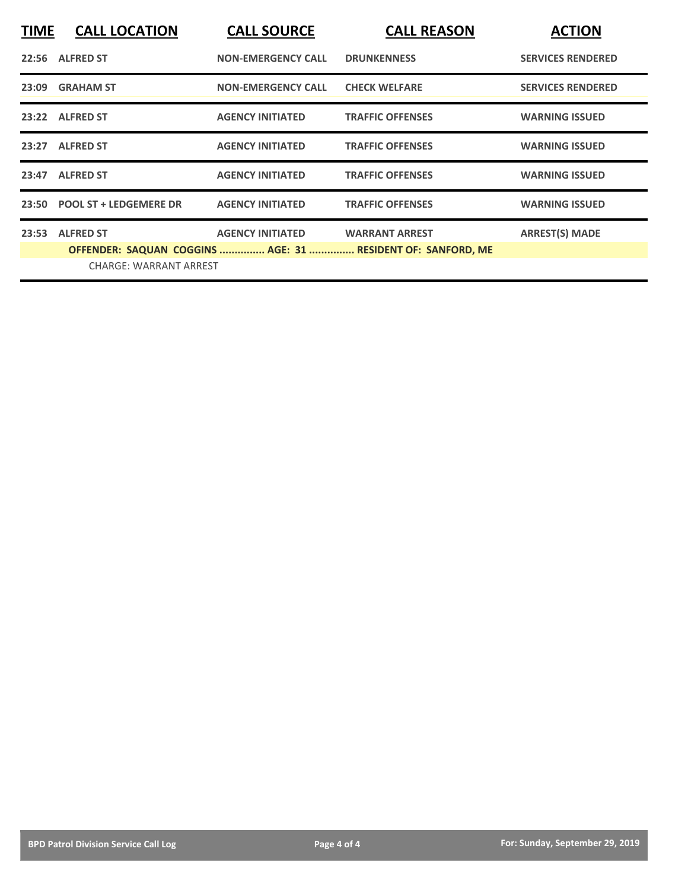| TIME | CALL LOCATION | CALL SOURCE | CALL REASON | ACTION |
|---|---|---|---|---|
| 22:56 | ALFRED ST | NON-EMERGENCY CALL | DRUNKENNESS | SERVICES RENDERED |
| 23:09 | GRAHAM ST | NON-EMERGENCY CALL | CHECK WELFARE | SERVICES RENDERED |
| 23:22 | ALFRED ST | AGENCY INITIATED | TRAFFIC OFFENSES | WARNING ISSUED |
| 23:27 | ALFRED ST | AGENCY INITIATED | TRAFFIC OFFENSES | WARNING ISSUED |
| 23:47 | ALFRED ST | AGENCY INITIATED | TRAFFIC OFFENSES | WARNING ISSUED |
| 23:50 | POOL ST + LEDGEMERE DR | AGENCY INITIATED | TRAFFIC OFFENSES | WARNING ISSUED |
| 23:53 | ALFRED ST | AGENCY INITIATED | WARRANT ARREST | ARREST(S) MADE |

**OFFENDER: SAQUAN COGGINS ............... AGE: 31 ............... RESIDENT OF: SANFORD, ME**

CHARGE: WARRANT ARREST